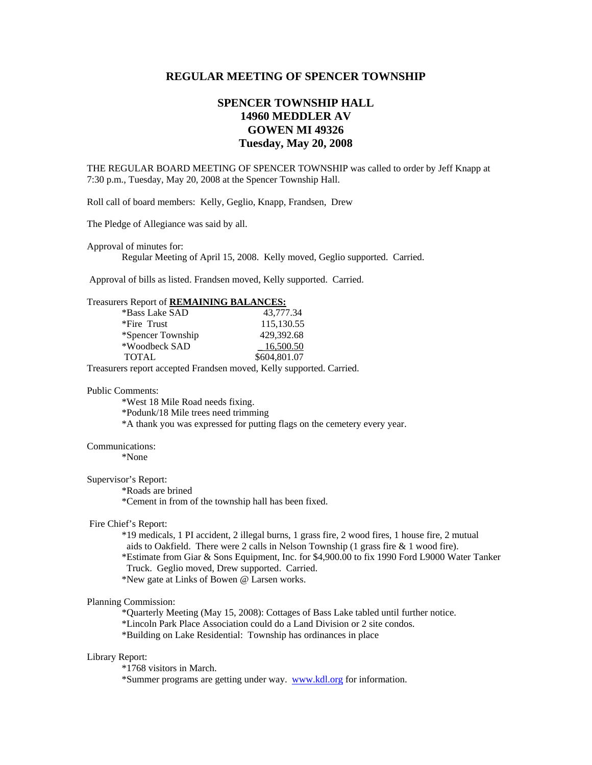# REGULAR MEETING OF SPENCER TOWNSHIP

## SPENCER TOWNSHIP HALL
## 14960 MEDDLER AV
## GOWEN MI 49326
## Tuesday, May 20, 2008

THE REGULAR BOARD MEETING OF SPENCER TOWNSHIP was called to order by Jeff Knapp at 7:30 p.m., Tuesday, May 20, 2008 at the Spencer Township Hall.

Roll call of board members: Kelly, Geglio, Knapp, Frandsen, Drew

The Pledge of Allegiance was said by all.

Approval of minutes for:

Regular Meeting of April 15, 2008. Kelly moved, Geglio supported. Carried.

Approval of bills as listed. Frandsen moved, Kelly supported. Carried.

Treasurers Report of **REMAINING BALANCES:**

| | |
|---|---|
| *Bass Lake SAD | 43,777.34 |
| *Fire Trust | 115,130.55 |
| *Spencer Township | 429,392.68 |
| *Woodbeck SAD | 16,500.50 |
| TOTAL | $604,801.07 |

Treasurers report accepted Frandsen moved, Kelly supported. Carried.

Public Comments:

*West 18 Mile Road needs fixing.
*Podunk/18 Mile trees need trimming
*A thank you was expressed for putting flags on the cemetery every year.

Communications:

*None

Supervisor's Report:

*Roads are brined
*Cement in from of the township hall has been fixed.

Fire Chief's Report:

*19 medicals, 1 PI accident, 2 illegal burns, 1 grass fire, 2 wood fires, 1 house fire, 2 mutual aids to Oakfield. There were 2 calls in Nelson Township (1 grass fire & 1 wood fire).
*Estimate from Giar & Sons Equipment, Inc. for $4,900.00 to fix 1990 Ford L9000 Water Tanker Truck. Geglio moved, Drew supported. Carried.
*New gate at Links of Bowen @ Larsen works.

Planning Commission:

*Quarterly Meeting (May 15, 2008): Cottages of Bass Lake tabled until further notice.
*Lincoln Park Place Association could do a Land Division or 2 site condos.
*Building on Lake Residential: Township has ordinances in place

Library Report:

*1768 visitors in March.
*Summer programs are getting under way. www.kdl.org for information.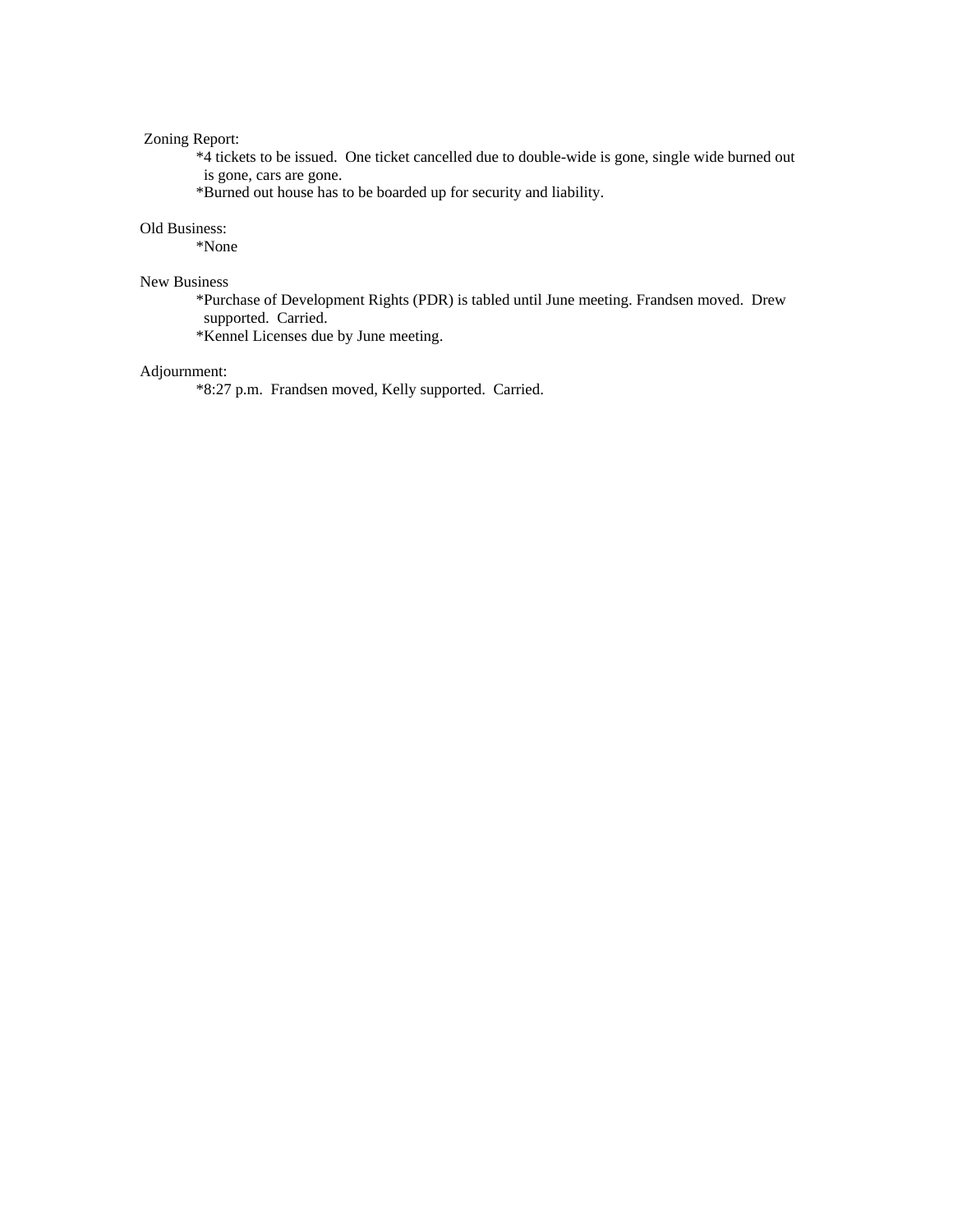Zoning Report:

*4 tickets to be issued.  One ticket cancelled due to double-wide is gone, single wide burned out is gone, cars are gone.

*Burned out house has to be boarded up for security and liability.

Old Business:

*None

New Business

*Purchase of Development Rights (PDR) is tabled until June meeting. Frandsen moved.  Drew supported.  Carried.

*Kennel Licenses due by June meeting.

Adjournment:

*8:27 p.m.  Frandsen moved, Kelly supported.  Carried.